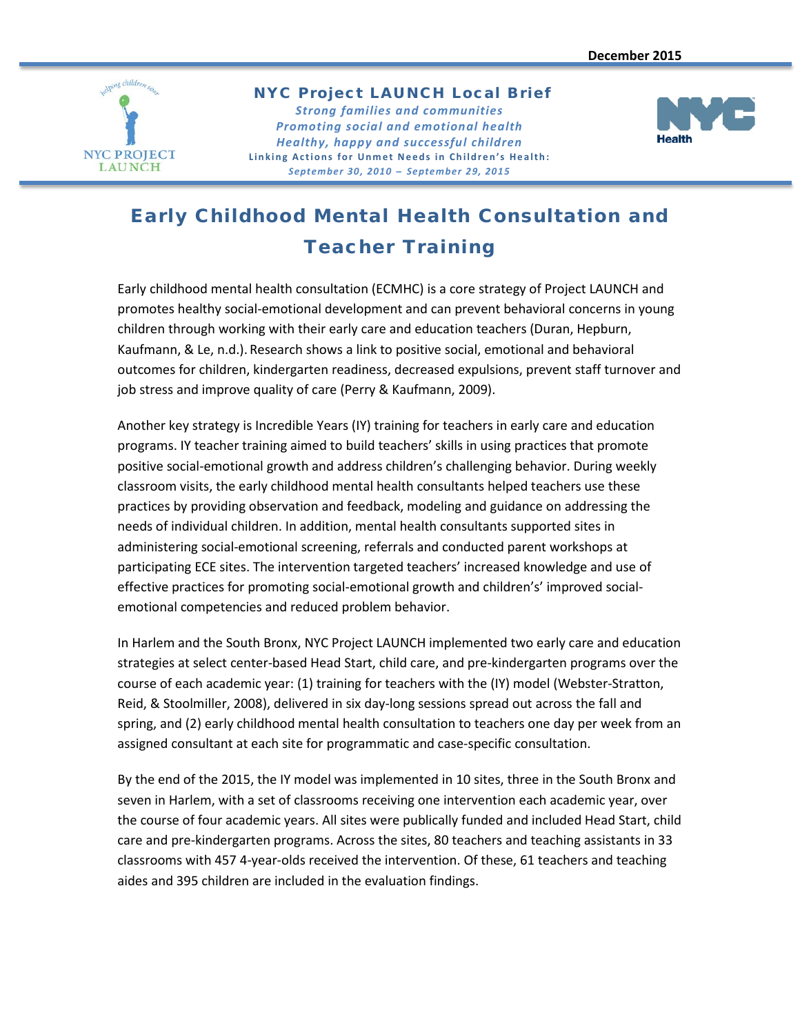December 2015

**NYC Project LAUNCH Local Brief**

*Strong families and communities*
*Promoting social and emotional health*
*Healthy, happy and successful children*

**Linking Actions for Unmet Needs in Children's Health:**
*September 30, 2010 – September 29, 2015*

# Early Childhood Mental Health Consultation and Teacher Training

Early childhood mental health consultation (ECMHC) is a core strategy of Project LAUNCH and promotes healthy social-emotional development and can prevent behavioral concerns in young children through working with their early care and education teachers (Duran, Hepburn, Kaufmann, & Le, n.d.). Research shows a link to positive social, emotional and behavioral outcomes for children, kindergarten readiness, decreased expulsions, prevent staff turnover and job stress and improve quality of care (Perry & Kaufmann, 2009).

Another key strategy is Incredible Years (IY) training for teachers in early care and education programs. IY teacher training aimed to build teachers' skills in using practices that promote positive social-emotional growth and address children's challenging behavior. During weekly classroom visits, the early childhood mental health consultants helped teachers use these practices by providing observation and feedback, modeling and guidance on addressing the needs of individual children. In addition, mental health consultants supported sites in administering social-emotional screening, referrals and conducted parent workshops at participating ECE sites. The intervention targeted teachers' increased knowledge and use of effective practices for promoting social-emotional growth and children's' improved social-emotional competencies and reduced problem behavior.

In Harlem and the South Bronx, NYC Project LAUNCH implemented two early care and education strategies at select center-based Head Start, child care, and pre-kindergarten programs over the course of each academic year: (1) training for teachers with the (IY) model (Webster-Stratton, Reid, & Stoolmiller, 2008), delivered in six day-long sessions spread out across the fall and spring, and (2) early childhood mental health consultation to teachers one day per week from an assigned consultant at each site for programmatic and case-specific consultation.

By the end of the 2015, the IY model was implemented in 10 sites, three in the South Bronx and seven in Harlem, with a set of classrooms receiving one intervention each academic year, over the course of four academic years. All sites were publically funded and included Head Start, child care and pre-kindergarten programs. Across the sites, 80 teachers and teaching assistants in 33 classrooms with 457 4-year-olds received the intervention. Of these, 61 teachers and teaching aides and 395 children are included in the evaluation findings.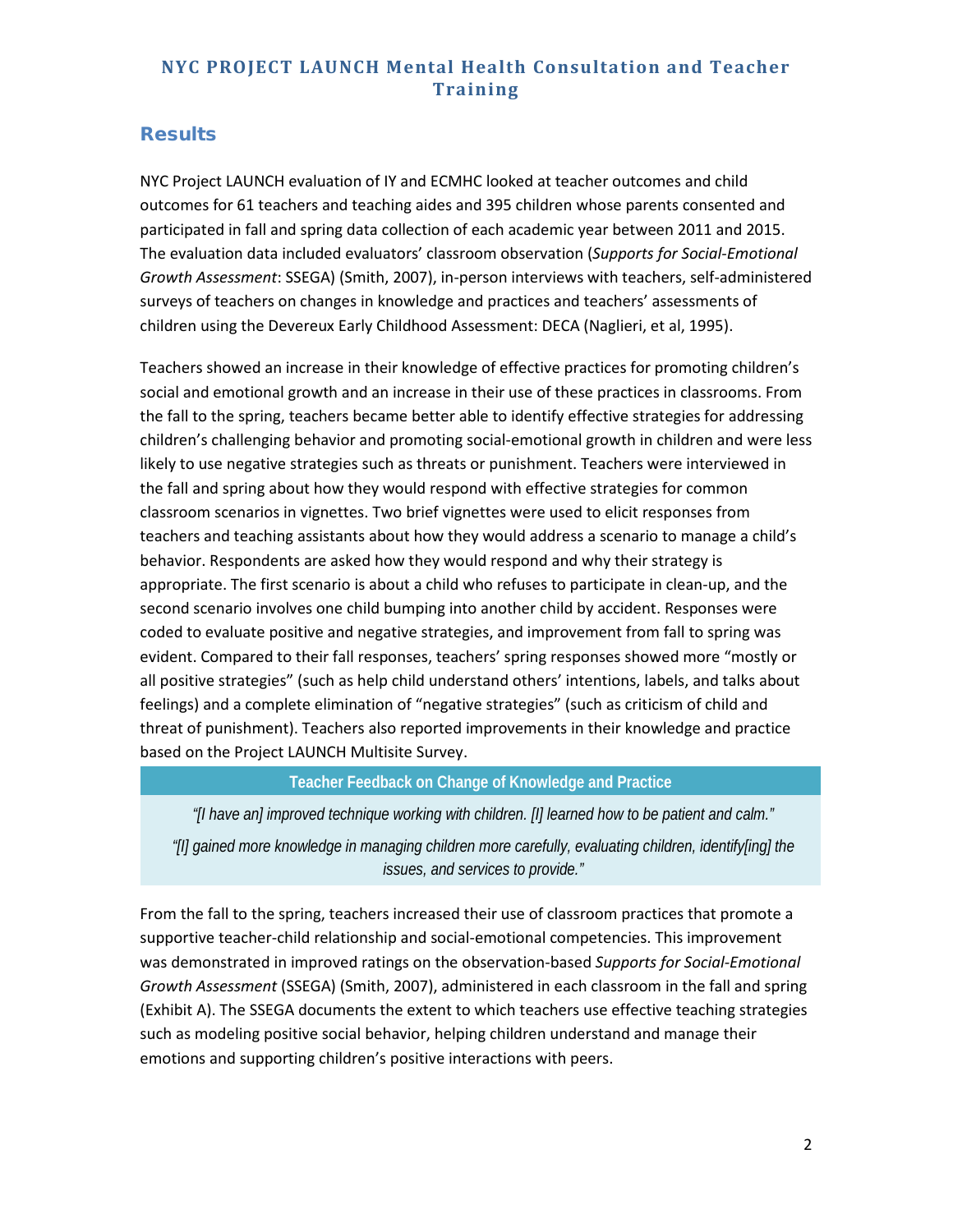## Results

NYC Project LAUNCH evaluation of IY and ECMHC looked at teacher outcomes and child outcomes for 61 teachers and teaching aides and 395 children whose parents consented and participated in fall and spring data collection of each academic year between 2011 and 2015. The evaluation data included evaluators' classroom observation (*Supports for Social-Emotional Growth Assessment*: SSEGA) (Smith, 2007), in-person interviews with teachers, self-administered surveys of teachers on changes in knowledge and practices and teachers' assessments of children using the Devereux Early Childhood Assessment: DECA (Naglieri, et al, 1995).

Teachers showed an increase in their knowledge of effective practices for promoting children's social and emotional growth and an increase in their use of these practices in classrooms. From the fall to the spring, teachers became better able to identify effective strategies for addressing children's challenging behavior and promoting social-emotional growth in children and were less likely to use negative strategies such as threats or punishment. Teachers were interviewed in the fall and spring about how they would respond with effective strategies for common classroom scenarios in vignettes. Two brief vignettes were used to elicit responses from teachers and teaching assistants about how they would address a scenario to manage a child's behavior. Respondents are asked how they would respond and why their strategy is appropriate. The first scenario is about a child who refuses to participate in clean-up, and the second scenario involves one child bumping into another child by accident. Responses were coded to evaluate positive and negative strategies, and improvement from fall to spring was evident. Compared to their fall responses, teachers' spring responses showed more "mostly or all positive strategies" (such as help child understand others' intentions, labels, and talks about feelings) and a complete elimination of "negative strategies" (such as criticism of child and threat of punishment). Teachers also reported improvements in their knowledge and practice based on the Project LAUNCH Multisite Survey.

**Teacher Feedback on Change of Knowledge and Practice**

*"[I have an] improved technique working with children. [I] learned how to be patient and calm."*

*"[I] gained more knowledge in managing children more carefully, evaluating children, identify[ing] the issues, and services to provide."*

From the fall to the spring, teachers increased their use of classroom practices that promote a supportive teacher-child relationship and social-emotional competencies. This improvement was demonstrated in improved ratings on the observation-based *Supports for Social-Emotional Growth Assessment* (SSEGA) (Smith, 2007), administered in each classroom in the fall and spring (Exhibit A). The SSEGA documents the extent to which teachers use effective teaching strategies such as modeling positive social behavior, helping children understand and manage their emotions and supporting children's positive interactions with peers.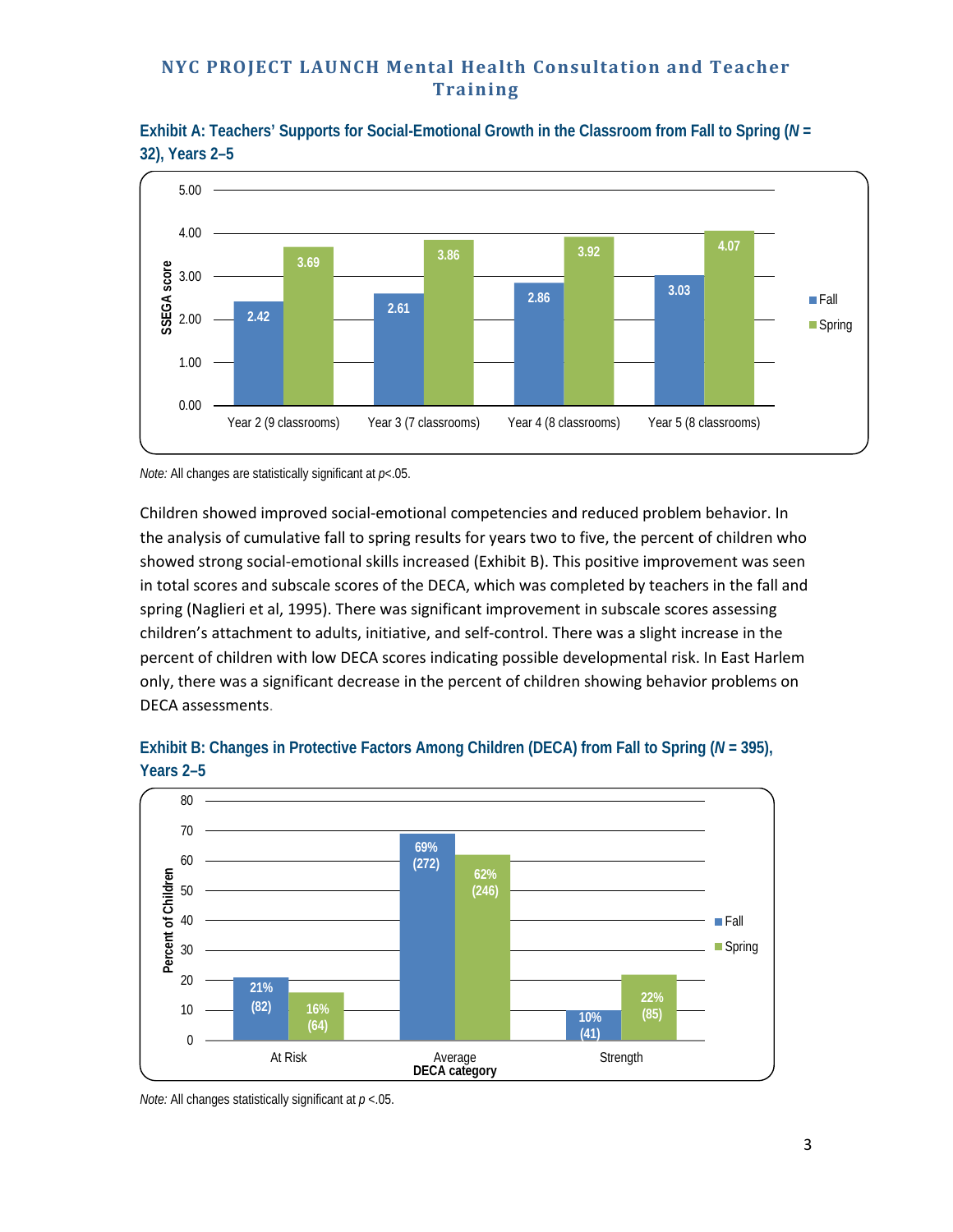Exhibit A: Teachers' Supports for Social-Emotional Growth in the Classroom from Fall to Spring (*N* = 32), Years 2–5

| | Fall | Spring |
|---|---|---|
| Year 2 (9 classrooms) | 2.42 | 3.69 |
| Year 3 (7 classrooms) | 2.61 | 3.86 |
| Year 4 (8 classrooms) | 2.86 | 3.92 |
| Year 5 (8 classrooms) | 3.03 | 4.07 |

*Note:* All changes are statistically significant at $p<.05$.

Children showed improved social-emotional competencies and reduced problem behavior. In the analysis of cumulative fall to spring results for years two to five, the percent of children who showed strong social-emotional skills increased (Exhibit B). This positive improvement was seen in total scores and subscale scores of the DECA, which was completed by teachers in the fall and spring (Naglieri et al, 1995). There was significant improvement in subscale scores assessing children's attachment to adults, initiative, and self-control. There was a slight increase in the percent of children with low DECA scores indicating possible developmental risk. In East Harlem only, there was a significant decrease in the percent of children showing behavior problems on DECA assessments.

Exhibit B: Changes in Protective Factors Among Children (DECA) from Fall to Spring (*N* = 395), Years 2–5

| DECA category | Fall | Spring |
|---|---|---|
| At Risk | 21% (82) | 16% (64) |
| Average | 69% (272) | 62% (246) |
| Strength | 10% (41) | 22% (85) |

*Note:* All changes statistically significant at $p <.05$.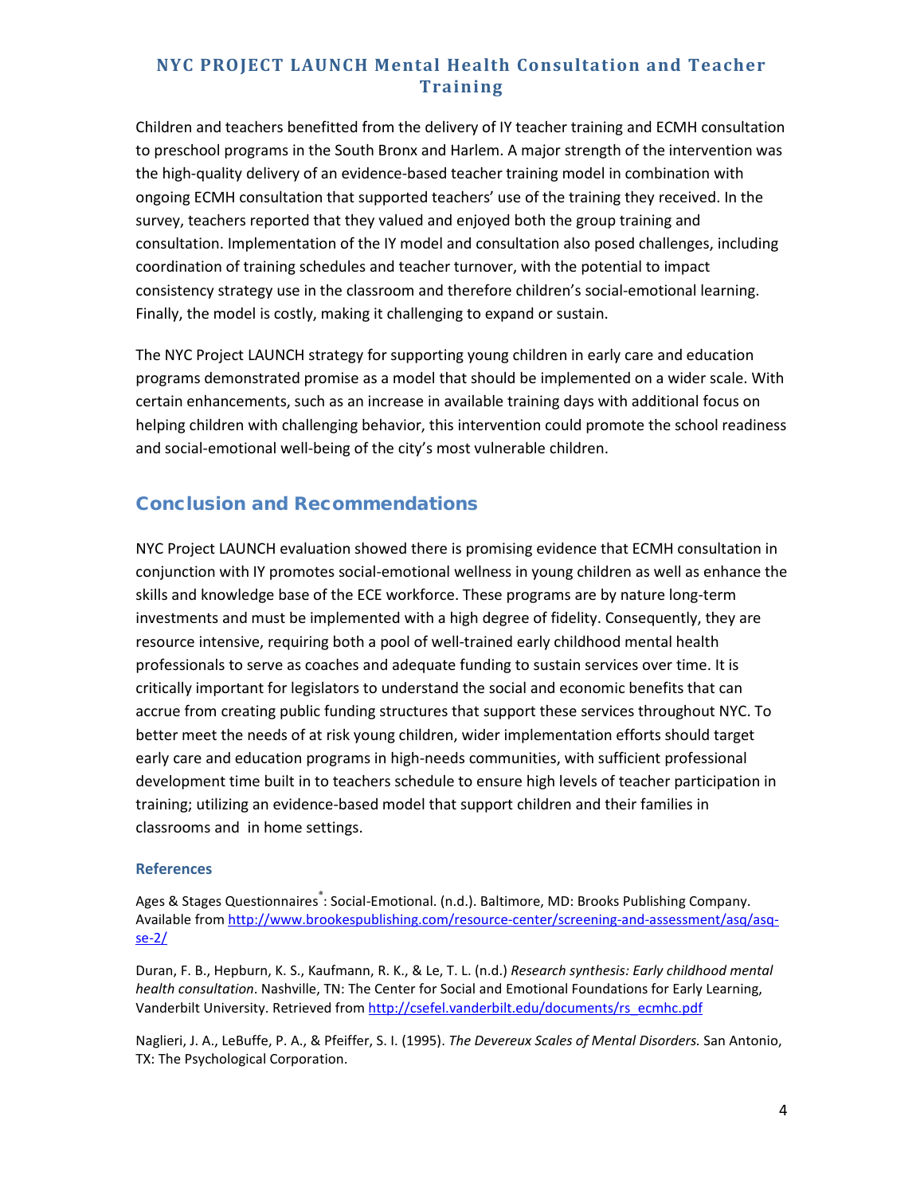Children and teachers benefitted from the delivery of IY teacher training and ECMH consultation to preschool programs in the South Bronx and Harlem. A major strength of the intervention was the high-quality delivery of an evidence-based teacher training model in combination with ongoing ECMH consultation that supported teachers' use of the training they received. In the survey, teachers reported that they valued and enjoyed both the group training and consultation. Implementation of the IY model and consultation also posed challenges, including coordination of training schedules and teacher turnover, with the potential to impact consistency strategy use in the classroom and therefore children's social-emotional learning. Finally, the model is costly, making it challenging to expand or sustain.

The NYC Project LAUNCH strategy for supporting young children in early care and education programs demonstrated promise as a model that should be implemented on a wider scale. With certain enhancements, such as an increase in available training days with additional focus on helping children with challenging behavior, this intervention could promote the school readiness and social-emotional well-being of the city's most vulnerable children.

## Conclusion and Recommendations

NYC Project LAUNCH evaluation showed there is promising evidence that ECMH consultation in conjunction with IY promotes social-emotional wellness in young children as well as enhance the skills and knowledge base of the ECE workforce. These programs are by nature long-term investments and must be implemented with a high degree of fidelity. Consequently, they are resource intensive, requiring both a pool of well-trained early childhood mental health professionals to serve as coaches and adequate funding to sustain services over time. It is critically important for legislators to understand the social and economic benefits that can accrue from creating public funding structures that support these services throughout NYC. To better meet the needs of at risk young children, wider implementation efforts should target early care and education programs in high-needs communities, with sufficient professional development time built in to teachers schedule to ensure high levels of teacher participation in training; utilizing an evidence-based model that support children and their families in classrooms and in home settings.

### References

Ages & Stages Questionnaires®: Social-Emotional. (n.d.). Baltimore, MD: Brooks Publishing Company. Available from http://www.brookespublishing.com/resource-center/screening-and-assessment/asq/asq-se-2/

Duran, F. B., Hepburn, K. S., Kaufmann, R. K., & Le, T. L. (n.d.) *Research synthesis: Early childhood mental health consultation*. Nashville, TN: The Center for Social and Emotional Foundations for Early Learning, Vanderbilt University. Retrieved from http://csefel.vanderbilt.edu/documents/rs_ecmhc.pdf

Naglieri, J. A., LeBuffe, P. A., & Pfeiffer, S. I. (1995). *The Devereux Scales of Mental Disorders.* San Antonio, TX: The Psychological Corporation.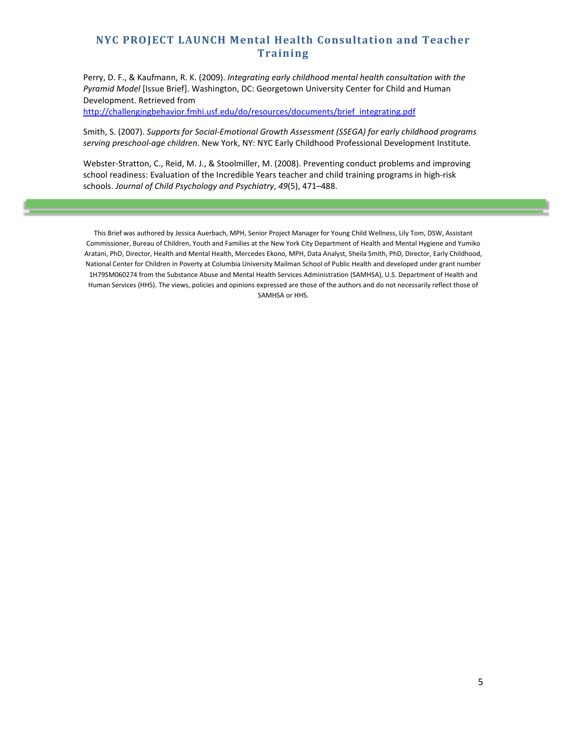Perry, D. F., & Kaufmann, R. K. (2009). *Integrating early childhood mental health consultation with the Pyramid Model* [Issue Brief]. Washington, DC: Georgetown University Center for Child and Human Development. Retrieved from http://challengingbehavior.fmhi.usf.edu/do/resources/documents/brief_integrating.pdf

Smith, S. (2007). *Supports for Social-Emotional Growth Assessment (SSEGA) for early childhood programs serving preschool-age children.* New York, NY: NYC Early Childhood Professional Development Institute.

Webster-Stratton, C., Reid, M. J., & Stoolmiller, M. (2008). Preventing conduct problems and improving school readiness: Evaluation of the Incredible Years teacher and child training programs in high-risk schools. *Journal of Child Psychology and Psychiatry*, *49*(5), 471–488.

---

This Brief was authored by Jessica Auerbach, MPH, Senior Project Manager for Young Child Wellness, Lily Tom, DSW, Assistant Commissioner, Bureau of Children, Youth and Families at the New York City Department of Health and Mental Hygiene and Yumiko Aratani, PhD, Director, Health and Mental Health, Mercedes Ekono, MPH, Data Analyst, Sheila Smith, PhD, Director, Early Childhood, National Center for Children in Poverty at Columbia University Mailman School of Public Health and developed under grant number 1H79SM060274 from the Substance Abuse and Mental Health Services Administration (SAMHSA), U.S. Department of Health and Human Services (HHS). The views, policies and opinions expressed are those of the authors and do not necessarily reflect those of SAMHSA or HHS.